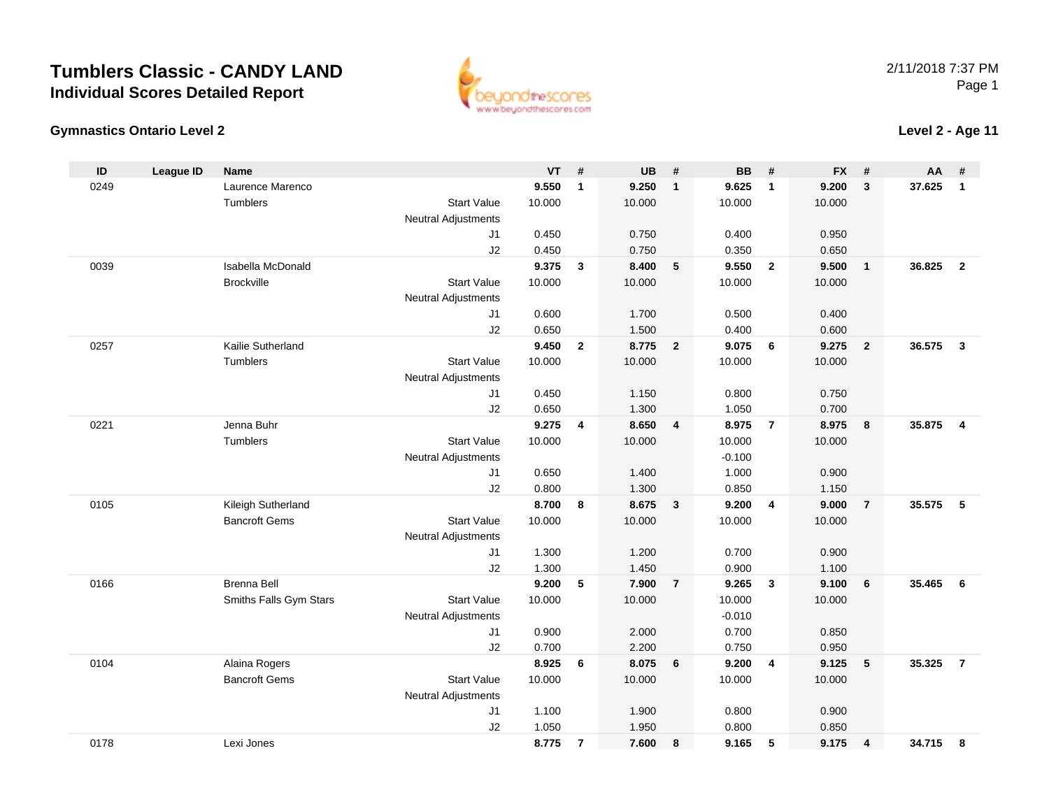# Tumblers Classic - CANDY LAND

## Individual Scores Detailed Report

2/11/2018 7:37 PM

### Gymnastics Ontario Level 2

### Level 2 - Age 11

| ID | League ID | Name | | VT | # | UB | # | BB | # | FX | # | AA | # |
|---|---|---|---|---|---|---|---|---|---|---|---|---|---|
| 0249 | | Laurence Marenco | | **9.550** | **1** | **9.250** | **1** | **9.625** | **1** | **9.200** | **3** | **37.625** | **1** |
| | | Tumblers | Start Value | 10.000 | | 10.000 | | 10.000 | | 10.000 | | | |
| | | | Neutral Adjustments | | | | | | | | | | |
| | | | J1 | 0.450 | | 0.750 | | 0.400 | | 0.950 | | | |
| | | | J2 | 0.450 | | 0.750 | | 0.350 | | 0.650 | | | |
| 0039 | | Isabella McDonald | | **9.375** | **3** | **8.400** | **5** | **9.550** | **2** | **9.500** | **1** | **36.825** | **2** |
| | | Brockville | Start Value | 10.000 | | 10.000 | | 10.000 | | 10.000 | | | |
| | | | Neutral Adjustments | | | | | | | | | | |
| | | | J1 | 0.600 | | 1.700 | | 0.500 | | 0.400 | | | |
| | | | J2 | 0.650 | | 1.500 | | 0.400 | | 0.600 | | | |
| 0257 | | Kailie Sutherland | | **9.450** | **2** | **8.775** | **2** | **9.075** | **6** | **9.275** | **2** | **36.575** | **3** |
| | | Tumblers | Start Value | 10.000 | | 10.000 | | 10.000 | | 10.000 | | | |
| | | | Neutral Adjustments | | | | | | | | | | |
| | | | J1 | 0.450 | | 1.150 | | 0.800 | | 0.750 | | | |
| | | | J2 | 0.650 | | 1.300 | | 1.050 | | 0.700 | | | |
| 0221 | | Jenna Buhr | | **9.275** | **4** | **8.650** | **4** | **8.975** | **7** | **8.975** | **8** | **35.875** | **4** |
| | | Tumblers | Start Value | 10.000 | | 10.000 | | 10.000 | | 10.000 | | | |
| | | | Neutral Adjustments | | | | | -0.100 | | | | | |
| | | | J1 | 0.650 | | 1.400 | | 1.000 | | 0.900 | | | |
| | | | J2 | 0.800 | | 1.300 | | 0.850 | | 1.150 | | | |
| 0105 | | Kileigh Sutherland | | **8.700** | **8** | **8.675** | **3** | **9.200** | **4** | **9.000** | **7** | **35.575** | **5** |
| | | Bancroft Gems | Start Value | 10.000 | | 10.000 | | 10.000 | | 10.000 | | | |
| | | | Neutral Adjustments | | | | | | | | | | |
| | | | J1 | 1.300 | | 1.200 | | 0.700 | | 0.900 | | | |
| | | | J2 | 1.300 | | 1.450 | | 0.900 | | 1.100 | | | |
| 0166 | | Brenna Bell | | **9.200** | **5** | **7.900** | **7** | **9.265** | **3** | **9.100** | **6** | **35.465** | **6** |
| | | Smiths Falls Gym Stars | Start Value | 10.000 | | 10.000 | | 10.000 | | 10.000 | | | |
| | | | Neutral Adjustments | | | | | -0.010 | | | | | |
| | | | J1 | 0.900 | | 2.000 | | 0.700 | | 0.850 | | | |
| | | | J2 | 0.700 | | 2.200 | | 0.750 | | 0.950 | | | |
| 0104 | | Alaina Rogers | | **8.925** | **6** | **8.075** | **6** | **9.200** | **4** | **9.125** | **5** | **35.325** | **7** |
| | | Bancroft Gems | Start Value | 10.000 | | 10.000 | | 10.000 | | 10.000 | | | |
| | | | Neutral Adjustments | | | | | | | | | | |
| | | | J1 | 1.100 | | 1.900 | | 0.800 | | 0.900 | | | |
| | | | J2 | 1.050 | | 1.950 | | 0.800 | | 0.850 | | | |
| 0178 | | Lexi Jones | | **8.775** | **7** | **7.600** | **8** | **9.165** | **5** | **9.175** | **4** | **34.715** | **8** |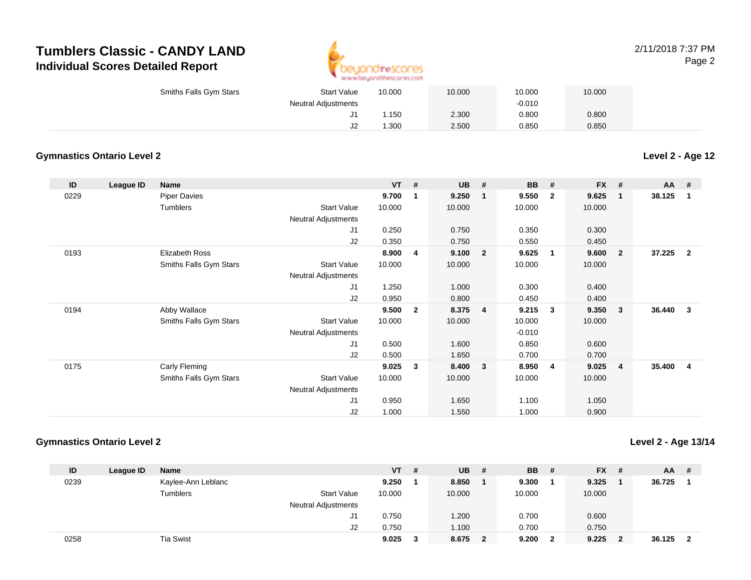| | | Smiths Falls Gym Stars | Start Value | 10.000 | | 10.000 | | 10.000 | | 10.000 | | | |
|---|---|---|---|---|---|---|---|---|---|---|---|---|---|
| | | | Neutral Adjustments | | | | | -0.010 | | | | | |
| | | | J1 | 1.150 | | 2.300 | | 0.800 | | 0.800 | | | |
| | | | J2 | 1.300 | | 2.500 | | 0.850 | | 0.850 | | | |

## Gymnastics Ontario Level 2

**Level 2 - Age 12**

| ID | League ID | Name | | VT | # | UB | # | BB | # | FX | # | AA | # |
|---|---|---|---|---|---|---|---|---|---|---|---|---|---|
| 0229 | | Piper Davies | | **9.700** | **1** | **9.250** | **1** | **9.550** | **2** | **9.625** | **1** | **38.125** | **1** |
| | | Tumblers | Start Value | 10.000 | | 10.000 | | 10.000 | | 10.000 | | | |
| | | | Neutral Adjustments | | | | | | | | | | |
| | | | J1 | 0.250 | | 0.750 | | 0.350 | | 0.300 | | | |
| | | | J2 | 0.350 | | 0.750 | | 0.550 | | 0.450 | | | |
| 0193 | | Elizabeth Ross | | **8.900** | **4** | **9.100** | **2** | **9.625** | **1** | **9.600** | **2** | **37.225** | **2** |
| | | Smiths Falls Gym Stars | Start Value | 10.000 | | 10.000 | | 10.000 | | 10.000 | | | |
| | | | Neutral Adjustments | | | | | | | | | | |
| | | | J1 | 1.250 | | 1.000 | | 0.300 | | 0.400 | | | |
| | | | J2 | 0.950 | | 0.800 | | 0.450 | | 0.400 | | | |
| 0194 | | Abby Wallace | | **9.500** | **2** | **8.375** | **4** | **9.215** | **3** | **9.350** | **3** | **36.440** | **3** |
| | | Smiths Falls Gym Stars | Start Value | 10.000 | | 10.000 | | 10.000 | | 10.000 | | | |
| | | | Neutral Adjustments | | | | | -0.010 | | | | | |
| | | | J1 | 0.500 | | 1.600 | | 0.850 | | 0.600 | | | |
| | | | J2 | 0.500 | | 1.650 | | 0.700 | | 0.700 | | | |
| 0175 | | Carly Fleming | | **9.025** | **3** | **8.400** | **3** | **8.950** | **4** | **9.025** | **4** | **35.400** | **4** |
| | | Smiths Falls Gym Stars | Start Value | 10.000 | | 10.000 | | 10.000 | | 10.000 | | | |
| | | | Neutral Adjustments | | | | | | | | | | |
| | | | J1 | 0.950 | | 1.650 | | 1.100 | | 1.050 | | | |
| | | | J2 | 1.000 | | 1.550 | | 1.000 | | 0.900 | | | |

## Gymnastics Ontario Level 2

**Level 2 - Age 13/14**

| ID | League ID | Name | | VT | # | UB | # | BB | # | FX | # | AA | # |
|---|---|---|---|---|---|---|---|---|---|---|---|---|---|
| 0239 | | Kaylee-Ann Leblanc | | **9.250** | **1** | **8.850** | **1** | **9.300** | **1** | **9.325** | **1** | **36.725** | **1** |
| | | Tumblers | Start Value | 10.000 | | 10.000 | | 10.000 | | 10.000 | | | |
| | | | Neutral Adjustments | | | | | | | | | | |
| | | | J1 | 0.750 | | 1.200 | | 0.700 | | 0.600 | | | |
| | | | J2 | 0.750 | | 1.100 | | 0.700 | | 0.750 | | | |
| 0258 | | Tia Swist | | **9.025** | **3** | **8.675** | **2** | **9.200** | **2** | **9.225** | **2** | **36.125** | **2** |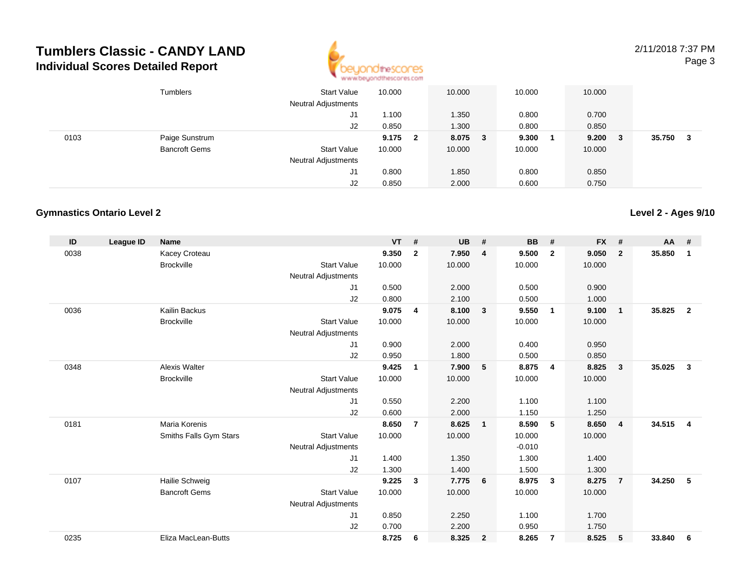# Tumblers Classic - CANDY LAND

## Individual Scores Detailed Report

2/11/2018 7:37 PM

| ID | League ID | Name | | VT | # | UB | # | BB | # | FX | # | AA | # |
|---|---|---|---|---|---|---|---|---|---|---|---|---|---|
| | | Tumblers | Start Value | 10.000 | | 10.000 | | 10.000 | | 10.000 | | | |
| | | | Neutral Adjustments | | | | | | | | | | |
| | | | J1 | 1.100 | | 1.350 | | 0.800 | | 0.700 | | | |
| | | | J2 | 0.850 | | 1.300 | | 0.800 | | 0.850 | | | |
| 0103 | | Paige Sunstrum | | **9.175** | **2** | **8.075** | **3** | **9.300** | **1** | **9.200** | **3** | **35.750** | **3** |
| | | Bancroft Gems | Start Value | 10.000 | | 10.000 | | 10.000 | | 10.000 | | | |
| | | | Neutral Adjustments | | | | | | | | | | |
| | | | J1 | 0.800 | | 1.850 | | 0.800 | | 0.850 | | | |
| | | | J2 | 0.850 | | 2.000 | | 0.600 | | 0.750 | | | |

### Gymnastics Ontario Level 2

**Level 2 - Ages 9/10**

| ID | League ID | Name | | VT | # | UB | # | BB | # | FX | # | AA | # |
|---|---|---|---|---|---|---|---|---|---|---|---|---|---|
| 0038 | | Kacey Croteau | | **9.350** | **2** | **7.950** | **4** | **9.500** | **2** | **9.050** | **2** | **35.850** | **1** |
| | | Brockville | Start Value | 10.000 | | 10.000 | | 10.000 | | 10.000 | | | |
| | | | Neutral Adjustments | | | | | | | | | | |
| | | | J1 | 0.500 | | 2.000 | | 0.500 | | 0.900 | | | |
| | | | J2 | 0.800 | | 2.100 | | 0.500 | | 1.000 | | | |
| 0036 | | Kailin Backus | | **9.075** | **4** | **8.100** | **3** | **9.550** | **1** | **9.100** | **1** | **35.825** | **2** |
| | | Brockville | Start Value | 10.000 | | 10.000 | | 10.000 | | 10.000 | | | |
| | | | Neutral Adjustments | | | | | | | | | | |
| | | | J1 | 0.900 | | 2.000 | | 0.400 | | 0.950 | | | |
| | | | J2 | 0.950 | | 1.800 | | 0.500 | | 0.850 | | | |
| 0348 | | Alexis Walter | | **9.425** | **1** | **7.900** | **5** | **8.875** | **4** | **8.825** | **3** | **35.025** | **3** |
| | | Brockville | Start Value | 10.000 | | 10.000 | | 10.000 | | 10.000 | | | |
| | | | Neutral Adjustments | | | | | | | | | | |
| | | | J1 | 0.550 | | 2.200 | | 1.100 | | 1.100 | | | |
| | | | J2 | 0.600 | | 2.000 | | 1.150 | | 1.250 | | | |
| 0181 | | Maria Korenis | | **8.650** | **7** | **8.625** | **1** | **8.590** | **5** | **8.650** | **4** | **34.515** | **4** |
| | | Smiths Falls Gym Stars | Start Value | 10.000 | | 10.000 | | 10.000 | | 10.000 | | | |
| | | | Neutral Adjustments | | | | | -0.010 | | | | | |
| | | | J1 | 1.400 | | 1.350 | | 1.300 | | 1.400 | | | |
| | | | J2 | 1.300 | | 1.400 | | 1.500 | | 1.300 | | | |
| 0107 | | Hailie Schweig | | **9.225** | **3** | **7.775** | **6** | **8.975** | **3** | **8.275** | **7** | **34.250** | **5** |
| | | Bancroft Gems | Start Value | 10.000 | | 10.000 | | 10.000 | | 10.000 | | | |
| | | | Neutral Adjustments | | | | | | | | | | |
| | | | J1 | 0.850 | | 2.250 | | 1.100 | | 1.700 | | | |
| | | | J2 | 0.700 | | 2.200 | | 0.950 | | 1.750 | | | |
| 0235 | | Eliza MacLean-Butts | | **8.725** | **6** | **8.325** | **2** | **8.265** | **7** | **8.525** | **5** | **33.840** | **6** |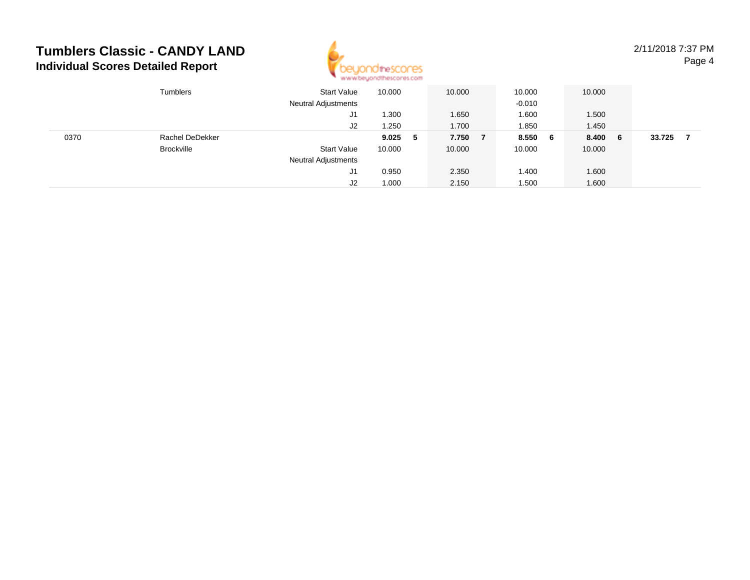# Tumblers Classic - CANDY LAND

## Individual Scores Detailed Report

2/11/2018 7:37 PM

| | | | | | | | | | | | | |
|---|---|---|---|---|---|---|---|---|---|---|---|---|
| | Tumblers | Start Value | 10.000 | | 10.000 | | 10.000 | | 10.000 | | | |
| | | Neutral Adjustments | | | | | -0.010 | | | | | |
| | | J1 | 1.300 | | 1.650 | | 1.600 | | 1.500 | | | |
| | | J2 | 1.250 | | 1.700 | | 1.850 | | 1.450 | | | |
| 0370 | Rachel DeDekker | | **9.025** | **5** | **7.750** | **7** | **8.550** | **6** | **8.400** | **6** | **33.725** | **7** |
| | Brockville | Start Value | 10.000 | | 10.000 | | 10.000 | | 10.000 | | | |
| | | Neutral Adjustments | | | | | | | | | | |
| | | J1 | 0.950 | | 2.350 | | 1.400 | | 1.600 | | | |
| | | J2 | 1.000 | | 2.150 | | 1.500 | | 1.600 | | | |